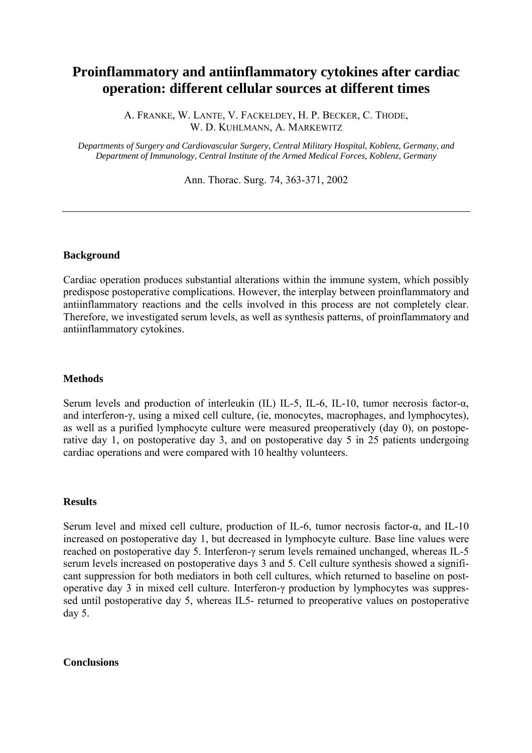# Proinflammatory and antiinflammatory cytokines after cardiac operation: different cellular sources at different times

A. FRANKE, W. LANTE, V. FACKELDEY, H. P. BECKER, C. THODE, W. D. KUHLMANN, A. MARKEWITZ

*Departments of Surgery and Cardiovascular Surgery, Central Military Hospital, Koblenz, Germany, and Department of Immunology, Central Institute of the Armed Medical Forces, Koblenz, Germany*

Ann. Thorac. Surg. 74, 363-371, 2002

---

### Background

Cardiac operation produces substantial alterations within the immune system, which possibly predispose postoperative complications. However, the interplay between proinflammatory and antiinflammatory reactions and the cells involved in this process are not completely clear. Therefore, we investigated serum levels, as well as synthesis patterns, of proinflammatory and antiinflammatory cytokines.

### Methods

Serum levels and production of interleukin (IL) IL-5, IL-6, IL-10, tumor necrosis factor-α, and interferon-γ, using a mixed cell culture, (ie, monocytes, macrophages, and lymphocytes), as well as a purified lymphocyte culture were measured preoperatively (day 0), on postoperative day 1, on postoperative day 3, and on postoperative day 5 in 25 patients undergoing cardiac operations and were compared with 10 healthy volunteers.

### Results

Serum level and mixed cell culture, production of IL-6, tumor necrosis factor-α, and IL-10 increased on postoperative day 1, but decreased in lymphocyte culture. Base line values were reached on postoperative day 5. Interferon-γ serum levels remained unchanged, whereas IL-5 serum levels increased on postoperative days 3 and 5. Cell culture synthesis showed a significant suppression for both mediators in both cell cultures, which returned to baseline on postoperative day 3 in mixed cell culture. Interferon-γ production by lymphocytes was suppressed until postoperative day 5, whereas IL5- returned to preoperative values on postoperative day 5.

### Conclusions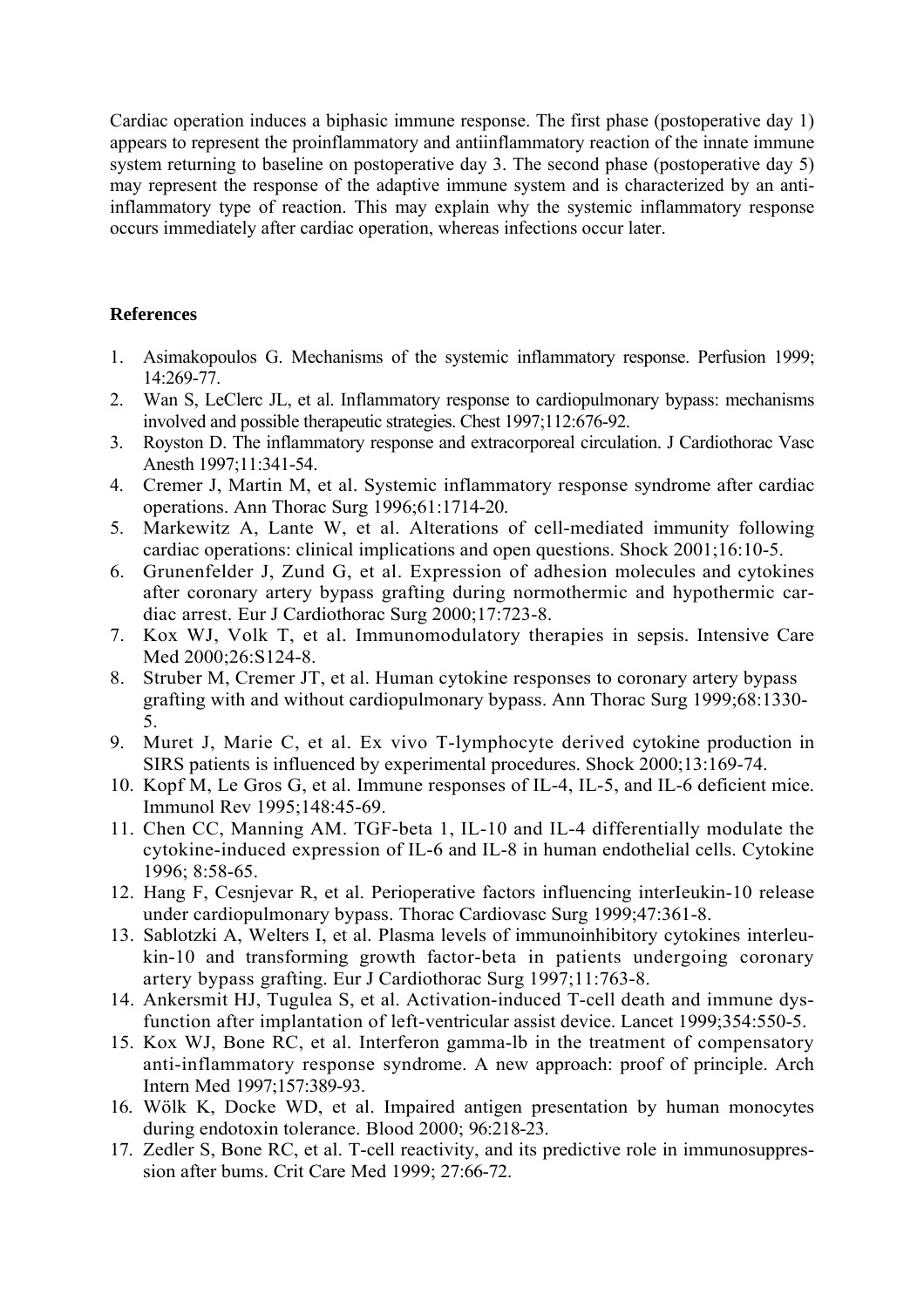Cardiac operation induces a biphasic immune response. The first phase (postoperative day 1) appears to represent the proinflammatory and antiinflammatory reaction of the innate immune system returning to baseline on postoperative day 3. The second phase (postoperative day 5) may represent the response of the adaptive immune system and is characterized by an anti-inflammatory type of reaction. This may explain why the systemic inflammatory response occurs immediately after cardiac operation, whereas infections occur later.

**References**

1. Asimakopoulos G. Mechanisms of the systemic inflammatory response. Perfusion 1999; 14:269-77.
2. Wan S, LeClerc JL, et al. Inflammatory response to cardiopulmonary bypass: mechanisms involved and possible therapeutic strategies. Chest 1997;112:676-92.
3. Royston D. The inflammatory response and extracorporeal circulation. J Cardiothorac Vasc Anesth 1997;11:341-54.
4. Cremer J, Martin M, et al. Systemic inflammatory response syndrome after cardiac operations. Ann Thorac Surg 1996;61:1714-20.
5. Markewitz A, Lante W, et al. Alterations of cell-mediated immunity following cardiac operations: clinical implications and open questions. Shock 2001;16:10-5.
6. Grunenfelder J, Zund G, et al. Expression of adhesion molecules and cytokines after coronary artery bypass grafting during normothermic and hypothermic cardiac arrest. Eur J Cardiothorac Surg 2000;17:723-8.
7. Kox WJ, Volk T, et al. Immunomodulatory therapies in sepsis. Intensive Care Med 2000;26:S124-8.
8. Struber M, Cremer JT, et al. Human cytokine responses to coronary artery bypass grafting with and without cardiopulmonary bypass. Ann Thorac Surg 1999;68:1330-5.
9. Muret J, Marie C, et al. Ex vivo T-lymphocyte derived cytokine production in SIRS patients is influenced by experimental procedures. Shock 2000;13:169-74.
10. Kopf M, Le Gros G, et al. Immune responses of IL-4, IL-5, and IL-6 deficient mice. Immunol Rev 1995;148:45-69.
11. Chen CC, Manning AM. TGF-beta 1, IL-10 and IL-4 differentially modulate the cytokine-induced expression of IL-6 and IL-8 in human endothelial cells. Cytokine 1996; 8:58-65.
12. Hang F, Cesnjevar R, et al. Perioperative factors influencing interIeukin-10 release under cardiopulmonary bypass. Thorac Cardiovasc Surg 1999;47:361-8.
13. Sablotzki A, Welters I, et al. Plasma levels of immunoinhibitory cytokines interleukin-10 and transforming growth factor-beta in patients undergoing coronary artery bypass grafting. Eur J Cardiothorac Surg 1997;11:763-8.
14. Ankersmit HJ, Tugulea S, et al. Activation-induced T-cell death and immune dysfunction after implantation of left-ventricular assist device. Lancet 1999;354:550-5.
15. Kox WJ, Bone RC, et al. Interferon gamma-lb in the treatment of compensatory anti-inflammatory response syndrome. A new approach: proof of principle. Arch Intern Med 1997;157:389-93.
16. Wölk K, Docke WD, et al. Impaired antigen presentation by human monocytes during endotoxin tolerance. Blood 2000; 96:218-23.
17. Zedler S, Bone RC, et al. T-cell reactivity, and its predictive role in immunosuppression after bums. Crit Care Med 1999; 27:66-72.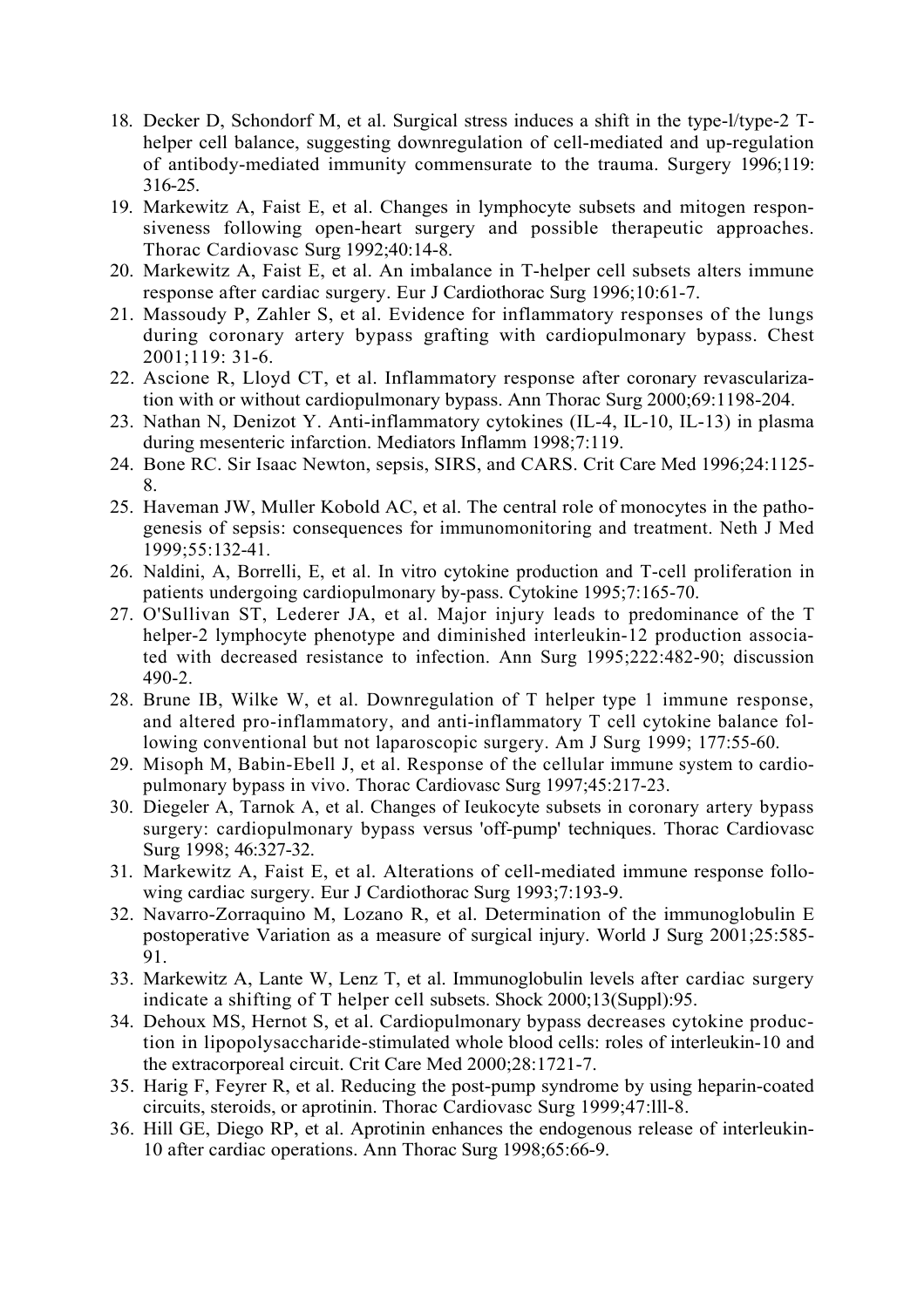18. Decker D, Schondorf M, et al. Surgical stress induces a shift in the type-l/type-2 T-helper cell balance, suggesting downregulation of cell-mediated and up-regulation of antibody-mediated immunity commensurate to the trauma. Surgery 1996;119: 316-25.
19. Markewitz A, Faist E, et al. Changes in lymphocyte subsets and mitogen responsiveness following open-heart surgery and possible therapeutic approaches. Thorac Cardiovasc Surg 1992;40:14-8.
20. Markewitz A, Faist E, et al. An imbalance in T-helper cell subsets alters immune response after cardiac surgery. Eur J Cardiothorac Surg 1996;10:61-7.
21. Massoudy P, Zahler S, et al. Evidence for inflammatory responses of the lungs during coronary artery bypass grafting with cardiopulmonary bypass. Chest 2001;119: 31-6.
22. Ascione R, Lloyd CT, et al. Inflammatory response after coronary revascularization with or without cardiopulmonary bypass. Ann Thorac Surg 2000;69:1198-204.
23. Nathan N, Denizot Y. Anti-inflammatory cytokines (IL-4, IL-10, IL-13) in plasma during mesenteric infarction. Mediators Inflamm 1998;7:119.
24. Bone RC. Sir Isaac Newton, sepsis, SIRS, and CARS. Crit Care Med 1996;24:1125-8.
25. Haveman JW, Muller Kobold AC, et al. The central role of monocytes in the pathogenesis of sepsis: consequences for immunomonitoring and treatment. Neth J Med 1999;55:132-41.
26. Naldini, A, Borrelli, E, et al. In vitro cytokine production and T-cell proliferation in patients undergoing cardiopulmonary by-pass. Cytokine 1995;7:165-70.
27. O'Sullivan ST, Lederer JA, et al. Major injury leads to predominance of the T helper-2 lymphocyte phenotype and diminished interleukin-12 production associated with decreased resistance to infection. Ann Surg 1995;222:482-90; discussion 490-2.
28. Brune IB, Wilke W, et al. Downregulation of T helper type 1 immune response, and altered pro-inflammatory, and anti-inflammatory T cell cytokine balance following conventional but not laparoscopic surgery. Am J Surg 1999; 177:55-60.
29. Misoph M, Babin-Ebell J, et al. Response of the cellular immune system to cardiopulmonary bypass in vivo. Thorac Cardiovasc Surg 1997;45:217-23.
30. Diegeler A, Tarnok A, et al. Changes of Ieukocyte subsets in coronary artery bypass surgery: cardiopulmonary bypass versus 'off-pump' techniques. Thorac Cardiovasc Surg 1998; 46:327-32.
31. Markewitz A, Faist E, et al. Alterations of cell-mediated immune response following cardiac surgery. Eur J Cardiothorac Surg 1993;7:193-9.
32. Navarro-Zorraquino M, Lozano R, et al. Determination of the immunoglobulin E postoperative Variation as a measure of surgical injury. World J Surg 2001;25:585-91.
33. Markewitz A, Lante W, Lenz T, et al. Immunoglobulin levels after cardiac surgery indicate a shifting of T helper cell subsets. Shock 2000;13(Suppl):95.
34. Dehoux MS, Hernot S, et al. Cardiopulmonary bypass decreases cytokine production in lipopolysaccharide-stimulated whole blood cells: roles of interleukin-10 and the extracorporeal circuit. Crit Care Med 2000;28:1721-7.
35. Harig F, Feyrer R, et al. Reducing the post-pump syndrome by using heparin-coated circuits, steroids, or aprotinin. Thorac Cardiovasc Surg 1999;47:lll-8.
36. Hill GE, Diego RP, et al. Aprotinin enhances the endogenous release of interleukin-10 after cardiac operations. Ann Thorac Surg 1998;65:66-9.